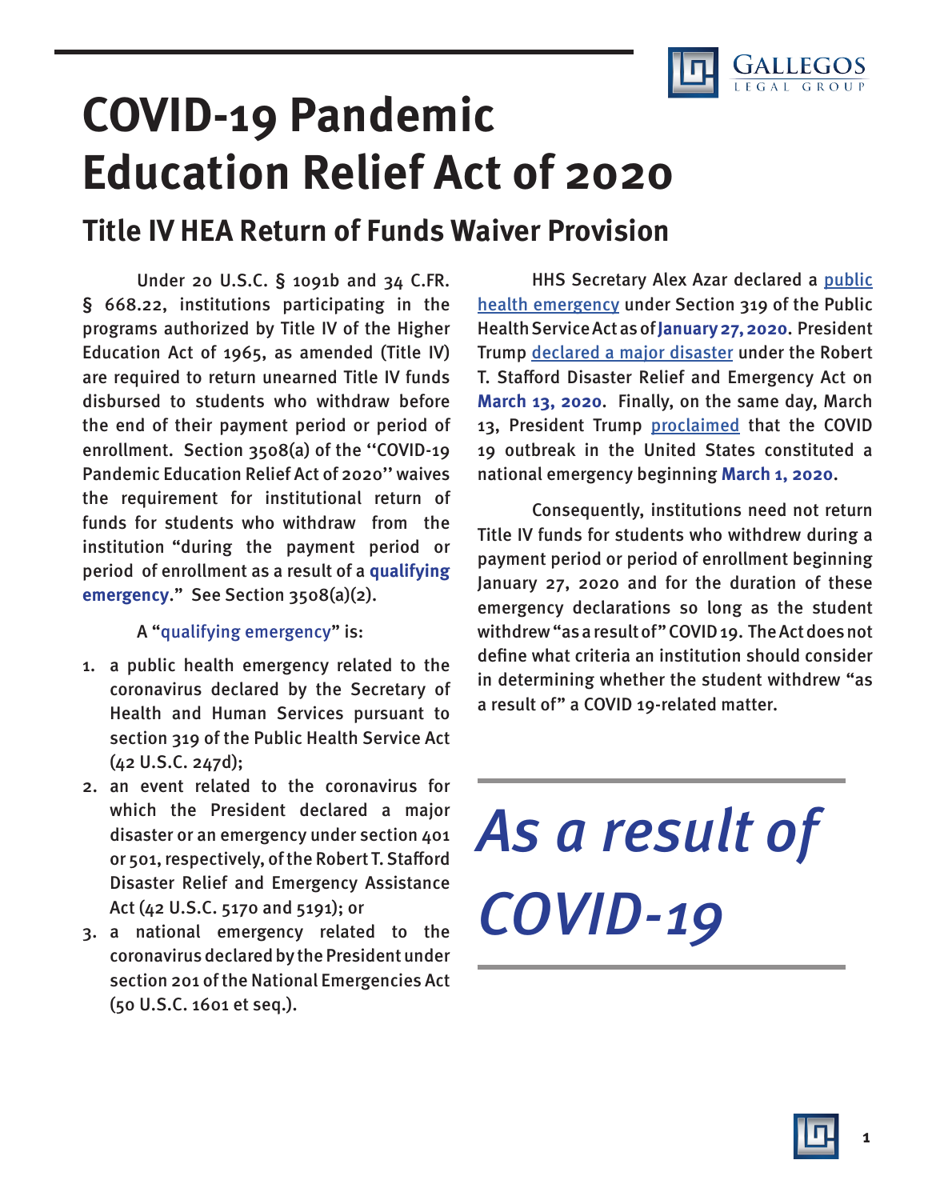# COVID-19 Pandemic Education Relief Act of 2020

## Title IV HEA Return of Funds Waiver Provision

Under 20 U.S.C. § 1091b and 34 C.FR. § 668.22, institutions participating in the programs authorized by Title IV of the Higher Education Act of 1965, as amended (Title IV) are required to return unearned Title IV funds disbursed to students who withdraw before the end of their payment period or period of enrollment. Section 3508(a) of the ''COVID-19 Pandemic Education Relief Act of 2020'' waives the requirement for institutional return of funds for students who withdraw from the institution "during the payment period or period of enrollment as a result of a **qualifying emergency**." See Section 3508(a)(2).

A "qualifying emergency" is:

1. a public health emergency related to the coronavirus declared by the Secretary of Health and Human Services pursuant to section 319 of the Public Health Service Act (42 U.S.C. 247d);
2. an event related to the coronavirus for which the President declared a major disaster or an emergency under section 401 or 501, respectively, of the Robert T. Stafford Disaster Relief and Emergency Assistance Act (42 U.S.C. 5170 and 5191); or
3. a national emergency related to the coronavirus declared by the President under section 201 of the National Emergencies Act (50 U.S.C. 1601 et seq.).

HHS Secretary Alex Azar declared a public health emergency under Section 319 of the Public Health Service Act as of **January 27, 2020**. President Trump declared a major disaster under the Robert T. Stafford Disaster Relief and Emergency Act on **March 13, 2020**. Finally, on the same day, March 13, President Trump proclaimed that the COVID 19 outbreak in the United States constituted a national emergency beginning **March 1, 2020**.

Consequently, institutions need not return Title IV funds for students who withdrew during a payment period or period of enrollment beginning January 27, 2020 and for the duration of these emergency declarations so long as the student withdrew "as a result of" COVID 19. The Act does not define what criteria an institution should consider in determining whether the student withdrew "as a result of" a COVID 19-related matter.

*As a result of COVID-19*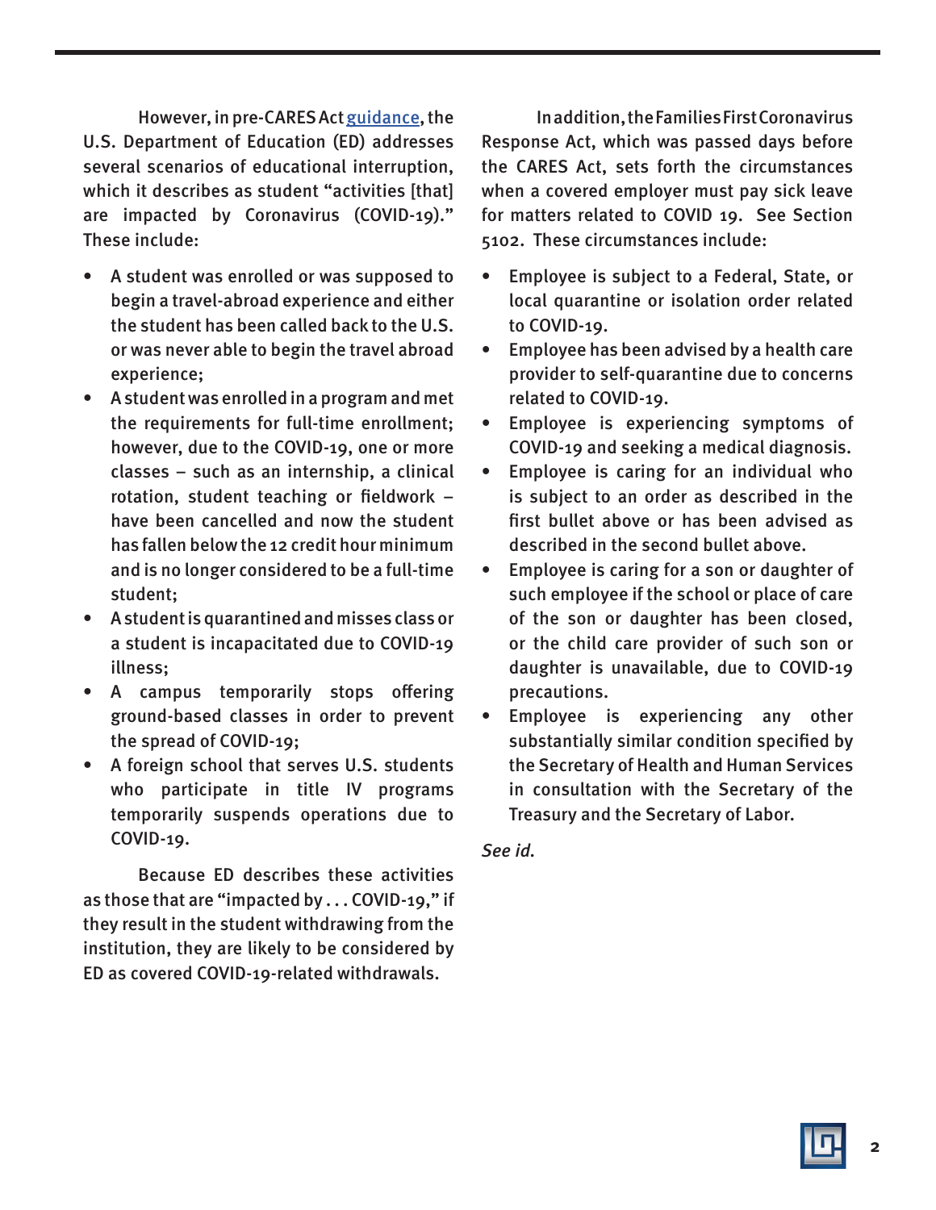However, in pre-CARES Act guidance, the U.S. Department of Education (ED) addresses several scenarios of educational interruption, which it describes as student "activities [that] are impacted by Coronavirus (COVID-19)." These include:

- A student was enrolled or was supposed to begin a travel-abroad experience and either the student has been called back to the U.S. or was never able to begin the travel abroad experience;
- A student was enrolled in a program and met the requirements for full-time enrollment; however, due to the COVID-19, one or more classes – such as an internship, a clinical rotation, student teaching or fieldwork – have been cancelled and now the student has fallen below the 12 credit hour minimum and is no longer considered to be a full-time student;
- A student is quarantined and misses class or a student is incapacitated due to COVID-19 illness;
- A campus temporarily stops offering ground-based classes in order to prevent the spread of COVID-19;
- A foreign school that serves U.S. students who participate in title IV programs temporarily suspends operations due to COVID-19.

Because ED describes these activities as those that are "impacted by . . . COVID-19," if they result in the student withdrawing from the institution, they are likely to be considered by ED as covered COVID-19-related withdrawals.

In addition, the Families First Coronavirus Response Act, which was passed days before the CARES Act, sets forth the circumstances when a covered employer must pay sick leave for matters related to COVID 19. See Section 5102. These circumstances include:

- Employee is subject to a Federal, State, or local quarantine or isolation order related to COVID-19.
- Employee has been advised by a health care provider to self-quarantine due to concerns related to COVID-19.
- Employee is experiencing symptoms of COVID-19 and seeking a medical diagnosis.
- Employee is caring for an individual who is subject to an order as described in the first bullet above or has been advised as described in the second bullet above.
- Employee is caring for a son or daughter of such employee if the school or place of care of the son or daughter has been closed, or the child care provider of such son or daughter is unavailable, due to COVID-19 precautions.
- Employee is experiencing any other substantially similar condition specified by the Secretary of Health and Human Services in consultation with the Secretary of the Treasury and the Secretary of Labor.

*See id.*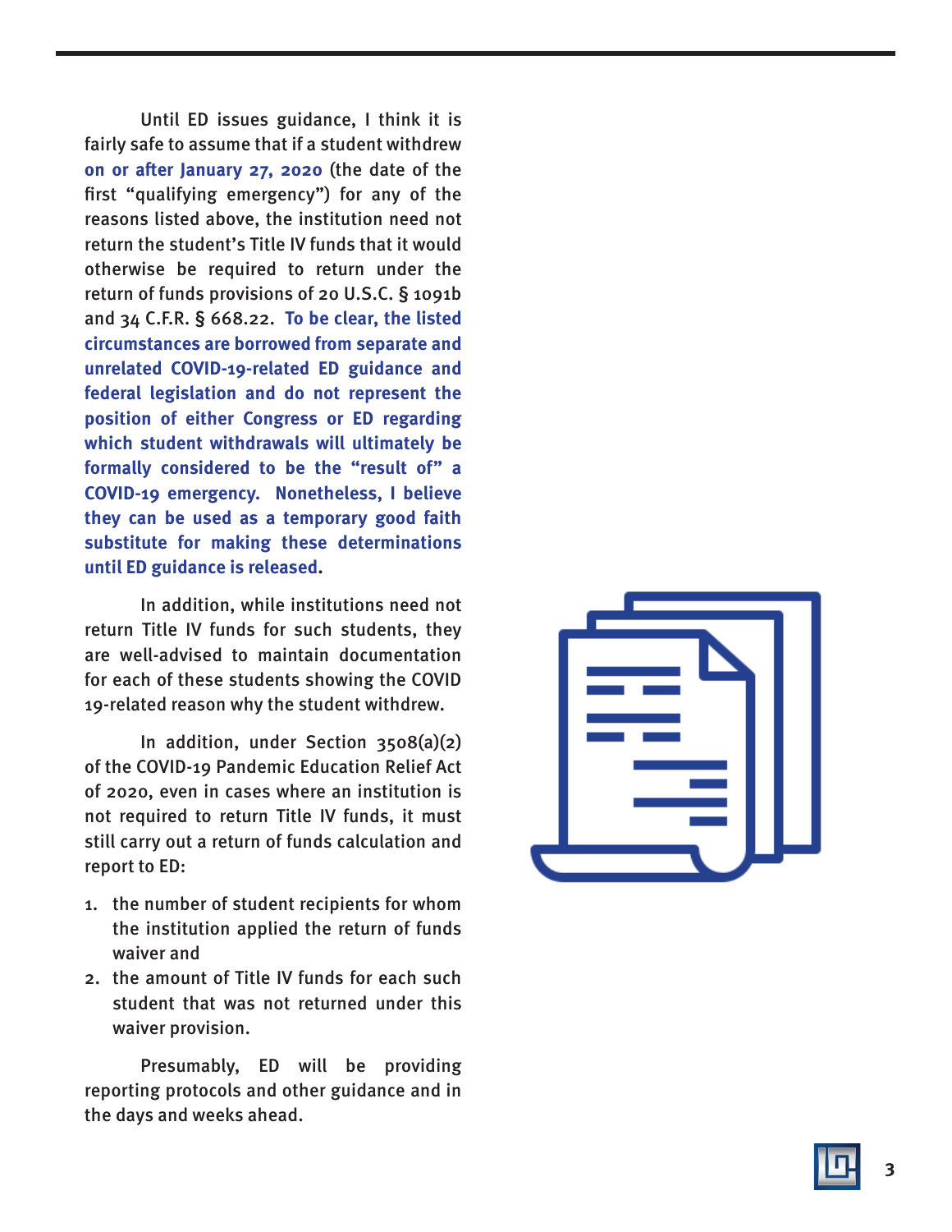Until ED issues guidance, I think it is fairly safe to assume that if a student withdrew **on or after January 27, 2020** (the date of the first "qualifying emergency") for any of the reasons listed above, the institution need not return the student's Title IV funds that it would otherwise be required to return under the return of funds provisions of 20 U.S.C. § 1091b and 34 C.F.R. § 668.22. **To be clear, the listed circumstances are borrowed from separate and unrelated COVID-19-related ED guidance and federal legislation and do not represent the position of either Congress or ED regarding which student withdrawals will ultimately be formally considered to be the "result of" a COVID-19 emergency. Nonetheless, I believe they can be used as a temporary good faith substitute for making these determinations until ED guidance is released.**

In addition, while institutions need not return Title IV funds for such students, they are well-advised to maintain documentation for each of these students showing the COVID 19-related reason why the student withdrew.

In addition, under Section 3508(a)(2) of the COVID-19 Pandemic Education Relief Act of 2020, even in cases where an institution is not required to return Title IV funds, it must still carry out a return of funds calculation and report to ED:

1. the number of student recipients for whom the institution applied the return of funds waiver and
2. the amount of Title IV funds for each such student that was not returned under this waiver provision.

Presumably, ED will be providing reporting protocols and other guidance and in the days and weeks ahead.